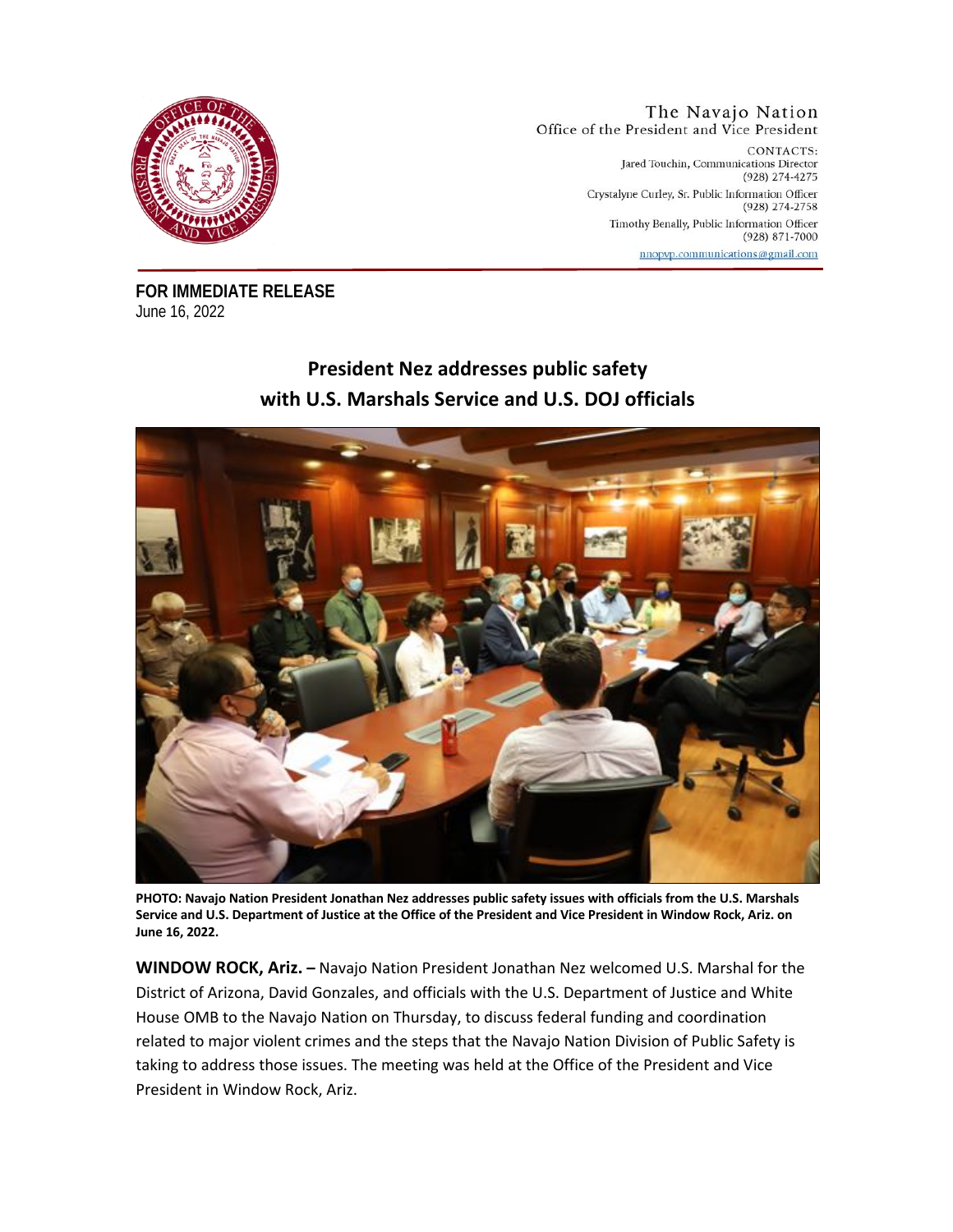The Navajo Nation
Office of the President and Vice President

CONTACTS:
Jared Touchin, Communications Director
(928) 274-4275
Crystalyne Curley, Sr. Public Information Officer
(928) 274-2758
Timothy Benally, Public Information Officer
(928) 871-7000
nnopvp.communications@gmail.com

**FOR IMMEDIATE RELEASE**
June 16, 2022

# President Nez addresses public safety with U.S. Marshals Service and U.S. DOJ officials

**PHOTO: Navajo Nation President Jonathan Nez addresses public safety issues with officials from the U.S. Marshals Service and U.S. Department of Justice at the Office of the President and Vice President in Window Rock, Ariz. on June 16, 2022.**

**WINDOW ROCK, Ariz. –** Navajo Nation President Jonathan Nez welcomed U.S. Marshal for the District of Arizona, David Gonzales, and officials with the U.S. Department of Justice and White House OMB to the Navajo Nation on Thursday, to discuss federal funding and coordination related to major violent crimes and the steps that the Navajo Nation Division of Public Safety is taking to address those issues. The meeting was held at the Office of the President and Vice President in Window Rock, Ariz.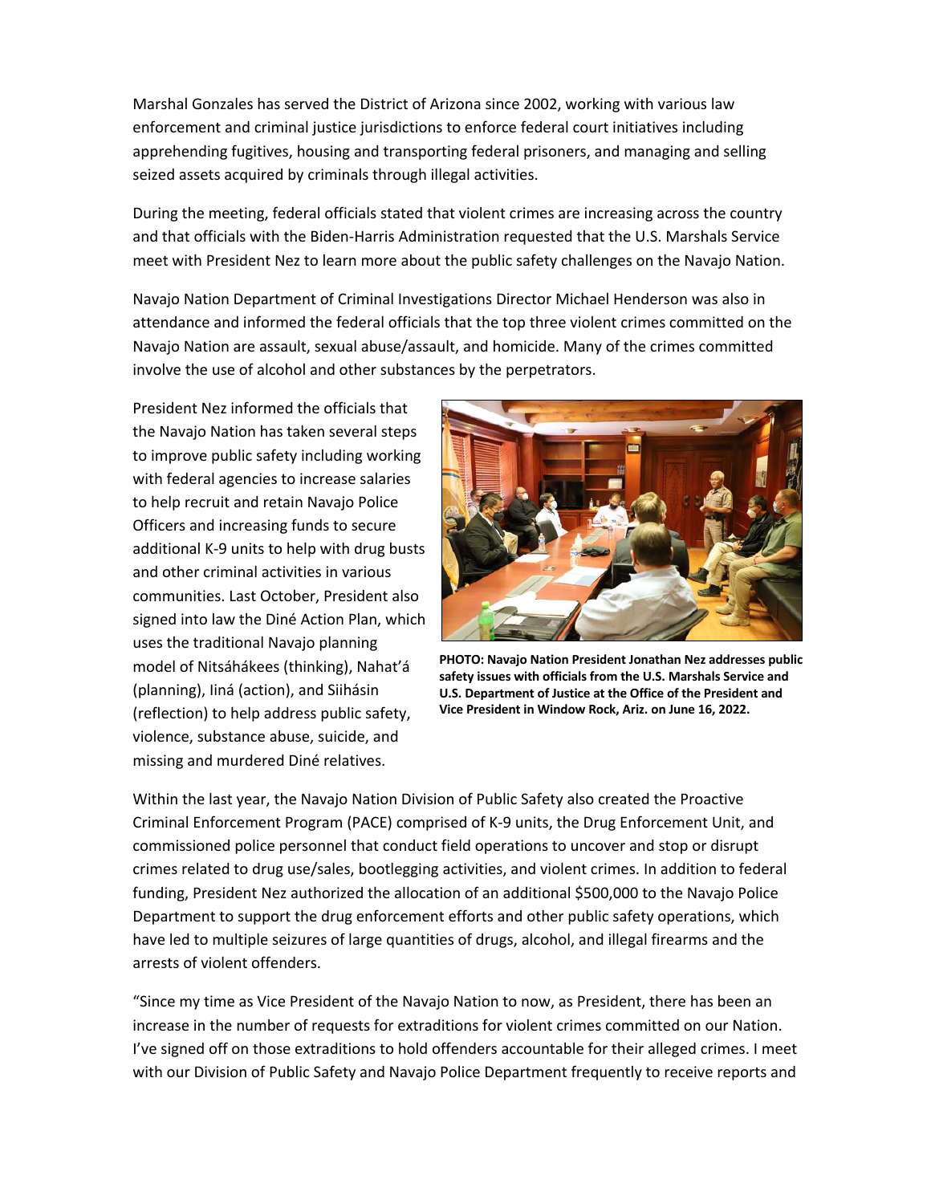Marshal Gonzales has served the District of Arizona since 2002, working with various law enforcement and criminal justice jurisdictions to enforce federal court initiatives including apprehending fugitives, housing and transporting federal prisoners, and managing and selling seized assets acquired by criminals through illegal activities.

During the meeting, federal officials stated that violent crimes are increasing across the country and that officials with the Biden-Harris Administration requested that the U.S. Marshals Service meet with President Nez to learn more about the public safety challenges on the Navajo Nation.

Navajo Nation Department of Criminal Investigations Director Michael Henderson was also in attendance and informed the federal officials that the top three violent crimes committed on the Navajo Nation are assault, sexual abuse/assault, and homicide. Many of the crimes committed involve the use of alcohol and other substances by the perpetrators.

President Nez informed the officials that the Navajo Nation has taken several steps to improve public safety including working with federal agencies to increase salaries to help recruit and retain Navajo Police Officers and increasing funds to secure additional K-9 units to help with drug busts and other criminal activities in various communities. Last October, President also signed into law the Diné Action Plan, which uses the traditional Navajo planning model of Nitsáhákees (thinking), Nahat'á (planning), Iiná (action), and Siihásin (reflection) to help address public safety, violence, substance abuse, suicide, and missing and murdered Diné relatives.

**PHOTO: Navajo Nation President Jonathan Nez addresses public safety issues with officials from the U.S. Marshals Service and U.S. Department of Justice at the Office of the President and Vice President in Window Rock, Ariz. on June 16, 2022.**

Within the last year, the Navajo Nation Division of Public Safety also created the Proactive Criminal Enforcement Program (PACE) comprised of K-9 units, the Drug Enforcement Unit, and commissioned police personnel that conduct field operations to uncover and stop or disrupt crimes related to drug use/sales, bootlegging activities, and violent crimes. In addition to federal funding, President Nez authorized the allocation of an additional $500,000 to the Navajo Police Department to support the drug enforcement efforts and other public safety operations, which have led to multiple seizures of large quantities of drugs, alcohol, and illegal firearms and the arrests of violent offenders.

"Since my time as Vice President of the Navajo Nation to now, as President, there has been an increase in the number of requests for extraditions for violent crimes committed on our Nation. I've signed off on those extraditions to hold offenders accountable for their alleged crimes. I meet with our Division of Public Safety and Navajo Police Department frequently to receive reports and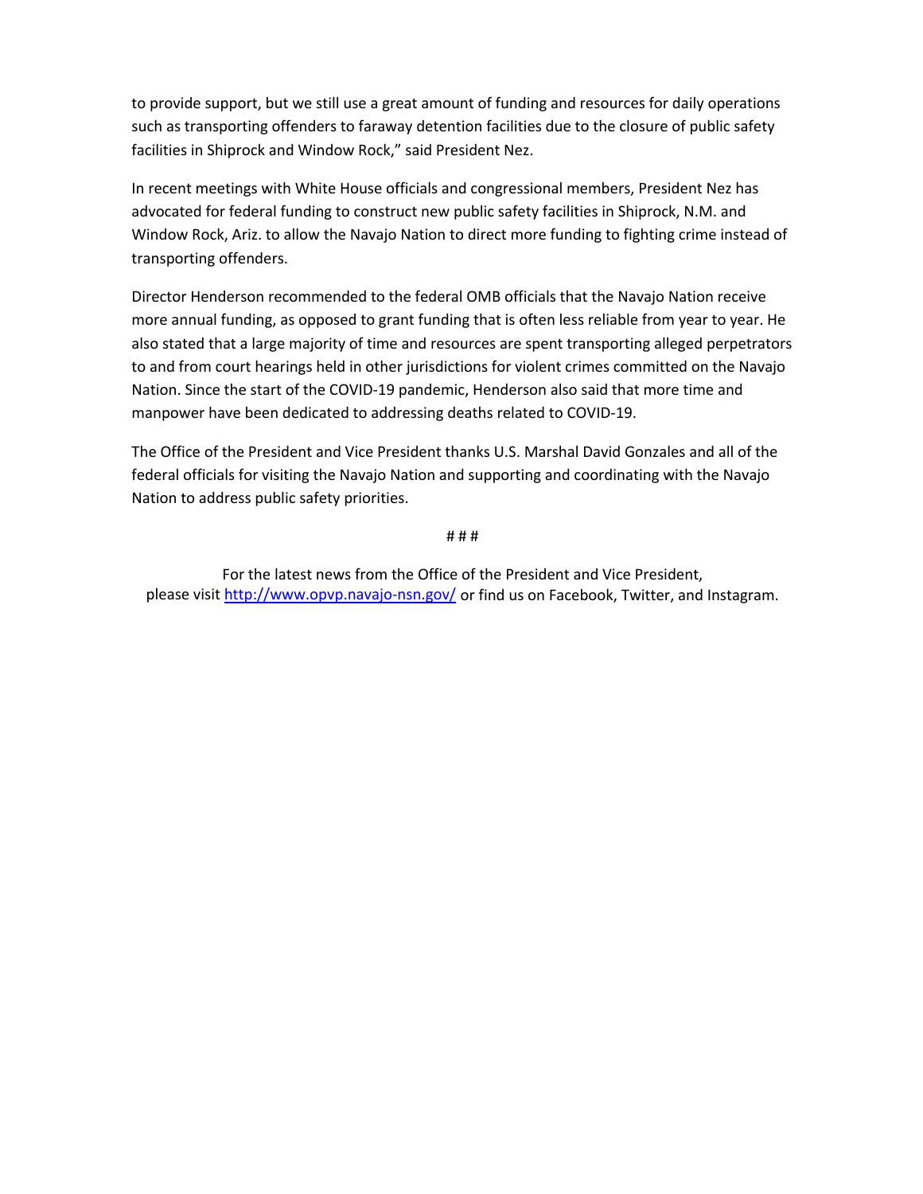to provide support, but we still use a great amount of funding and resources for daily operations such as transporting offenders to faraway detention facilities due to the closure of public safety facilities in Shiprock and Window Rock," said President Nez.

In recent meetings with White House officials and congressional members, President Nez has advocated for federal funding to construct new public safety facilities in Shiprock, N.M. and Window Rock, Ariz. to allow the Navajo Nation to direct more funding to fighting crime instead of transporting offenders.

Director Henderson recommended to the federal OMB officials that the Navajo Nation receive more annual funding, as opposed to grant funding that is often less reliable from year to year. He also stated that a large majority of time and resources are spent transporting alleged perpetrators to and from court hearings held in other jurisdictions for violent crimes committed on the Navajo Nation. Since the start of the COVID-19 pandemic, Henderson also said that more time and manpower have been dedicated to addressing deaths related to COVID-19.

The Office of the President and Vice President thanks U.S. Marshal David Gonzales and all of the federal officials for visiting the Navajo Nation and supporting and coordinating with the Navajo Nation to address public safety priorities.

# # #

For the latest news from the Office of the President and Vice President, please visit [http://www.opvp.navajo-nsn.gov/](http://www.opvp.navajo-nsn.gov/) or find us on Facebook, Twitter, and Instagram.